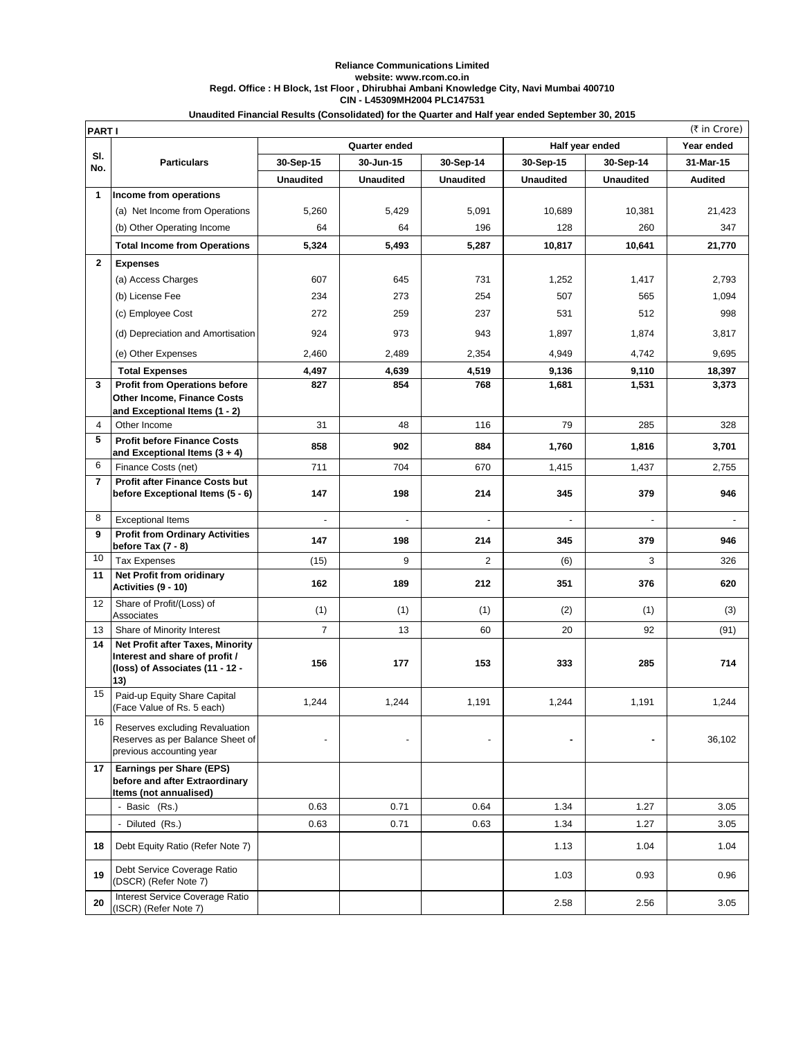**Reliance Communications Limited**
**website: www.rcom.co.in**
**Regd. Office : H Block, 1st Floor , Dhirubhai Ambani Knowledge City, Navi Mumbai 400710**
**CIN - L45309MH2004 PLC147531**

**Unaudited Financial Results (Consolidated) for the Quarter and Half year ended September 30, 2015**

**PART I** (₹ in Crore)

| Sl. No. | Particulars | Quarter ended | | | Half year ended | | Year ended |
|---|---|---|---|---|---|---|---|
| | | 30-Sep-15 | 30-Jun-15 | 30-Sep-14 | 30-Sep-15 | 30-Sep-14 | 31-Mar-15 |
| | | Unaudited | Unaudited | Unaudited | Unaudited | Unaudited | Audited |
| 1 | **Income from operations** | | | | | | |
| | (a) Net Income from Operations | 5,260 | 5,429 | 5,091 | 10,689 | 10,381 | 21,423 |
| | (b) Other Operating Income | 64 | 64 | 196 | 128 | 260 | 347 |
| | **Total Income from Operations** | **5,324** | **5,493** | **5,287** | **10,817** | **10,641** | **21,770** |
| 2 | **Expenses** | | | | | | |
| | (a) Access Charges | 607 | 645 | 731 | 1,252 | 1,417 | 2,793 |
| | (b) License Fee | 234 | 273 | 254 | 507 | 565 | 1,094 |
| | (c) Employee Cost | 272 | 259 | 237 | 531 | 512 | 998 |
| | (d) Depreciation and Amortisation | 924 | 973 | 943 | 1,897 | 1,874 | 3,817 |
| | (e) Other Expenses | 2,460 | 2,489 | 2,354 | 4,949 | 4,742 | 9,695 |
| | **Total Expenses** | **4,497** | **4,639** | **4,519** | **9,136** | **9,110** | **18,397** |
| 3 | **Profit from Operations before Other Income, Finance Costs and Exceptional Items (1 - 2)** | **827** | **854** | **768** | **1,681** | **1,531** | **3,373** |
| 4 | Other Income | 31 | 48 | 116 | 79 | 285 | 328 |
| 5 | **Profit before Finance Costs and Exceptional Items (3 + 4)** | **858** | **902** | **884** | **1,760** | **1,816** | **3,701** |
| 6 | Finance Costs (net) | 711 | 704 | 670 | 1,415 | 1,437 | 2,755 |
| 7 | **Profit after Finance Costs but before Exceptional Items (5 - 6)** | **147** | **198** | **214** | **345** | **379** | **946** |
| 8 | Exceptional Items | - | - | - | - | - | - |
| 9 | **Profit from Ordinary Activities before Tax (7 - 8)** | **147** | **198** | **214** | **345** | **379** | **946** |
| 10 | Tax Expenses | (15) | 9 | 2 | (6) | 3 | 326 |
| 11 | **Net Profit from oridinary Activities (9 - 10)** | **162** | **189** | **212** | **351** | **376** | **620** |
| 12 | Share of Profit/(Loss) of Associates | (1) | (1) | (1) | (2) | (1) | (3) |
| 13 | Share of Minority Interest | 7 | 13 | 60 | 20 | 92 | (91) |
| 14 | **Net Profit after Taxes, Minority Interest and share of profit / (loss) of Associates (11 - 12 - 13)** | **156** | **177** | **153** | **333** | **285** | **714** |
| 15 | Paid-up Equity Share Capital (Face Value of Rs. 5 each) | 1,244 | 1,244 | 1,191 | 1,244 | 1,191 | 1,244 |
| 16 | Reserves excluding Revaluation Reserves as per Balance Sheet of previous accounting year | - | - | - | **-** | **-** | 36,102 |
| 17 | **Earnings per Share (EPS) before and after Extraordinary Items (not annualised)** | | | | | | |
| | - Basic (Rs.) | 0.63 | 0.71 | 0.64 | 1.34 | 1.27 | 3.05 |
| | - Diluted (Rs.) | 0.63 | 0.71 | 0.63 | 1.34 | 1.27 | 3.05 |
| 18 | Debt Equity Ratio (Refer Note 7) | | | | 1.13 | 1.04 | 1.04 |
| 19 | Debt Service Coverage Ratio (DSCR) (Refer Note 7) | | | | 1.03 | 0.93 | 0.96 |
| 20 | Interest Service Coverage Ratio (ISCR) (Refer Note 7) | | | | 2.58 | 2.56 | 3.05 |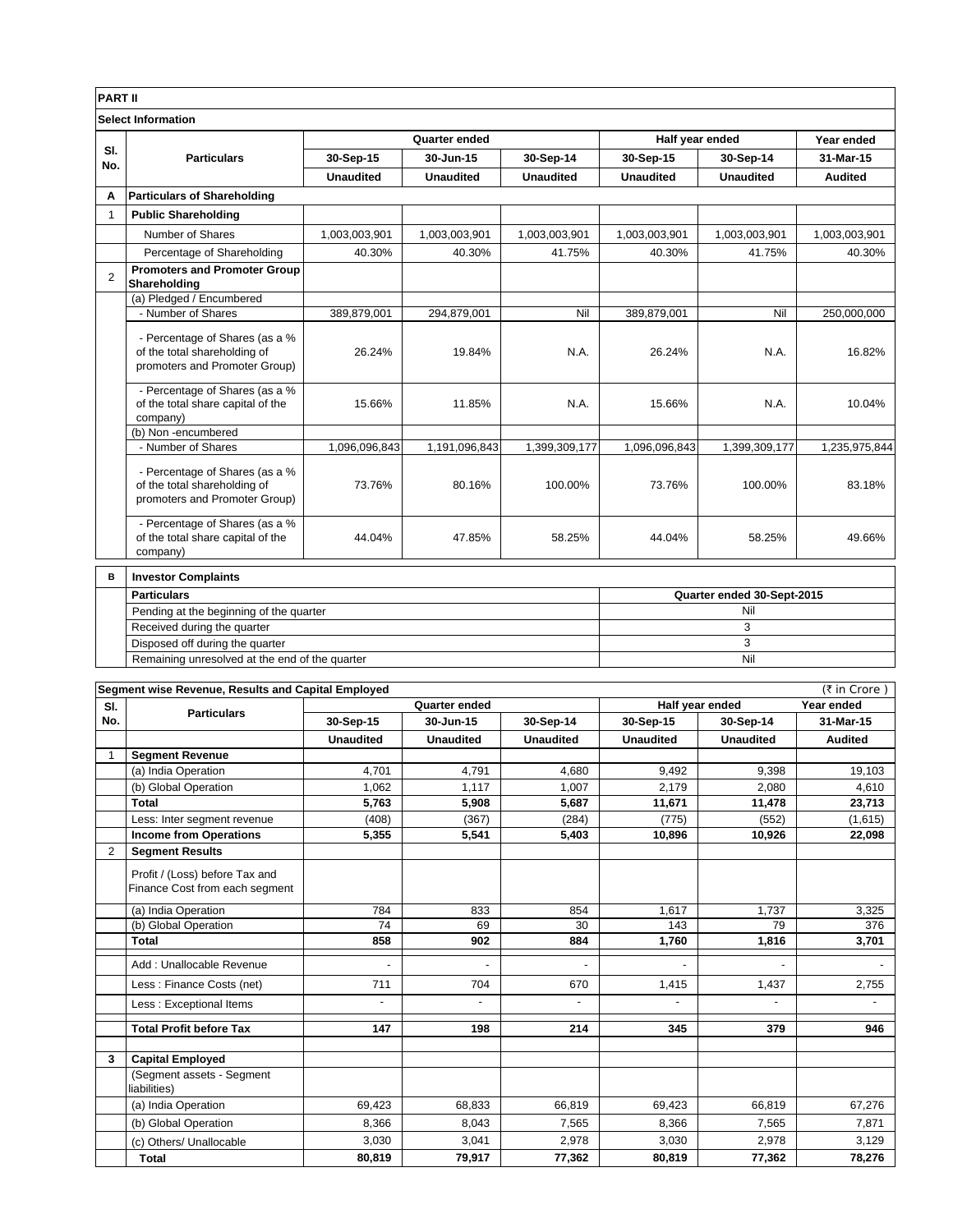**PART II**

**Select Information**

| Sl. No. | Particulars | Quarter ended | | | Half year ended | | Year ended |
|---|---|---|---|---|---|---|---|
| | | 30-Sep-15 | 30-Jun-15 | 30-Sep-14 | 30-Sep-15 | 30-Sep-14 | 31-Mar-15 |
| | | Unaudited | Unaudited | Unaudited | Unaudited | Unaudited | Audited |
| **A** | **Particulars of Shareholding** | | | | | | |
| 1 | **Public Shareholding** | | | | | | |
| | Number of Shares | 1,003,003,901 | 1,003,003,901 | 1,003,003,901 | 1,003,003,901 | 1,003,003,901 | 1,003,003,901 |
| | Percentage of Shareholding | 40.30% | 40.30% | 41.75% | 40.30% | 41.75% | 40.30% |
| 2 | **Promoters and Promoter Group Shareholding** | | | | | | |
| | (a) Pledged / Encumbered | | | | | | |
| | - Number of Shares | 389,879,001 | 294,879,001 | Nil | 389,879,001 | Nil | 250,000,000 |
| | - Percentage of Shares (as a % of the total shareholding of promoters and Promoter Group) | 26.24% | 19.84% | N.A. | 26.24% | N.A. | 16.82% |
| | - Percentage of Shares (as a % of the total share capital of the company) | 15.66% | 11.85% | N.A. | 15.66% | N.A. | 10.04% |
| | (b) Non -encumbered | | | | | | |
| | - Number of Shares | 1,096,096,843 | 1,191,096,843 | 1,399,309,177 | 1,096,096,843 | 1,399,309,177 | 1,235,975,844 |
| | - Percentage of Shares (as a % of the total shareholding of promoters and Promoter Group) | 73.76% | 80.16% | 100.00% | 73.76% | 100.00% | 83.18% |
| | - Percentage of Shares (as a % of the total share capital of the company) | 44.04% | 47.85% | 58.25% | 44.04% | 58.25% | 49.66% |

| B | Investor Complaints | |
|---|---|---|
| | **Particulars** | **Quarter ended 30-Sept-2015** |
| | Pending at the beginning of the quarter | Nil |
| | Received during the quarter | 3 |
| | Disposed off during the quarter | 3 |
| | Remaining unresolved at the end of the quarter | Nil |

**Segment wise Revenue, Results and Capital Employed** (₹ in Crore )

| Sl. No. | Particulars | Quarter ended | | | Half year ended | | Year ended |
|---|---|---|---|---|---|---|---|
| | | 30-Sep-15 | 30-Jun-15 | 30-Sep-14 | 30-Sep-15 | 30-Sep-14 | 31-Mar-15 |
| | | Unaudited | Unaudited | Unaudited | Unaudited | Unaudited | Audited |
| 1 | **Segment Revenue** | | | | | | |
| | (a) India Operation | 4,701 | 4,791 | 4,680 | 9,492 | 9,398 | 19,103 |
| | (b) Global Operation | 1,062 | 1,117 | 1,007 | 2,179 | 2,080 | 4,610 |
| | **Total** | **5,763** | **5,908** | **5,687** | **11,671** | **11,478** | **23,713** |
| | Less: Inter segment revenue | (408) | (367) | (284) | (775) | (552) | (1,615) |
| | **Income from Operations** | **5,355** | **5,541** | **5,403** | **10,896** | **10,926** | **22,098** |
| 2 | **Segment Results** | | | | | | |
| | Profit / (Loss) before Tax and Finance Cost from each segment | | | | | | |
| | (a) India Operation | 784 | 833 | 854 | 1,617 | 1,737 | 3,325 |
| | (b) Global Operation | 74 | 69 | 30 | 143 | 79 | 376 |
| | **Total** | **858** | **902** | **884** | **1,760** | **1,816** | **3,701** |
| | Add : Unallocable Revenue | - | - | - | - | - | - |
| | Less : Finance Costs (net) | 711 | 704 | 670 | 1,415 | 1,437 | 2,755 |
| | Less : Exceptional Items | - | - | - | - | - | - |
| | **Total Profit before Tax** | **147** | **198** | **214** | **345** | **379** | **946** |
| 3 | **Capital Employed** | | | | | | |
| | (Segment assets - Segment liabilities) | | | | | | |
| | (a) India Operation | 69,423 | 68,833 | 66,819 | 69,423 | 66,819 | 67,276 |
| | (b) Global Operation | 8,366 | 8,043 | 7,565 | 8,366 | 7,565 | 7,871 |
| | (c) Others/ Unallocable | 3,030 | 3,041 | 2,978 | 3,030 | 2,978 | 3,129 |
| | **Total** | **80,819** | **79,917** | **77,362** | **80,819** | **77,362** | **78,276** |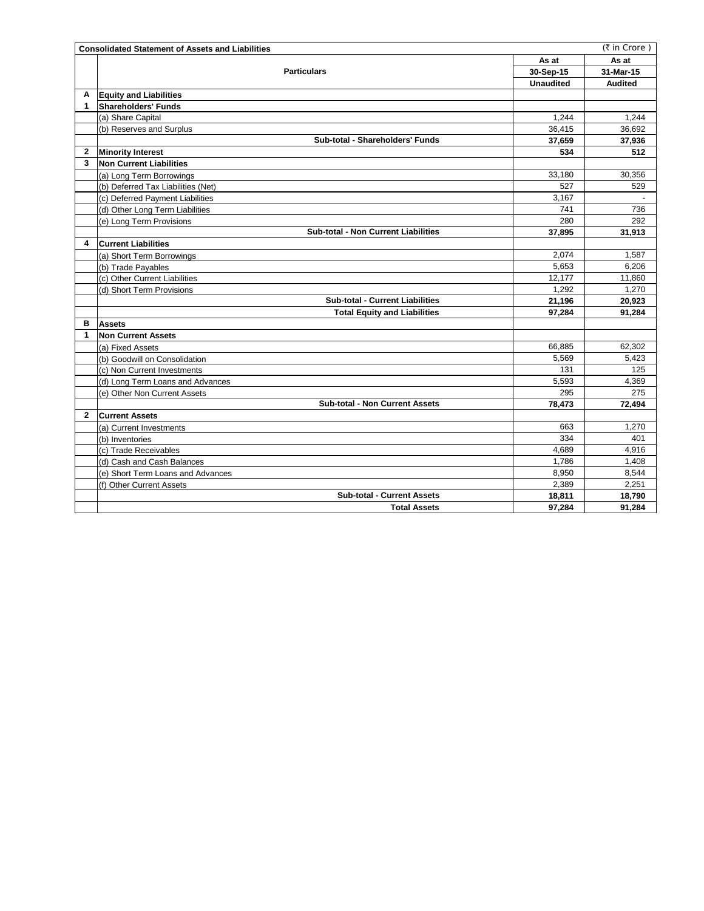| | **Consolidated Statement of Assets and Liabilities** | | (₹ in Crore ) |
|---|---|---|---|
| | **Particulars** | **As at 30-Sep-15 Unaudited** | **As at 31-Mar-15 Audited** |
| **A** | **Equity and Liabilities** | | |
| **1** | **Shareholders' Funds** | | |
| | (a) Share Capital | 1,244 | 1,244 |
| | (b) Reserves and Surplus | 36,415 | 36,692 |
| | **Sub-total - Shareholders' Funds** | **37,659** | **37,936** |
| **2** | **Minority Interest** | **534** | **512** |
| **3** | **Non Current Liabilities** | | |
| | (a) Long Term Borrowings | 33,180 | 30,356 |
| | (b) Deferred Tax Liabilities (Net) | 527 | 529 |
| | (c) Deferred Payment Liabilities | 3,167 | - |
| | (d) Other Long Term Liabilities | 741 | 736 |
| | (e) Long Term Provisions | 280 | 292 |
| | **Sub-total - Non Current Liabilities** | **37,895** | **31,913** |
| **4** | **Current Liabilities** | | |
| | (a) Short Term Borrowings | 2,074 | 1,587 |
| | (b) Trade Payables | 5,653 | 6,206 |
| | (c) Other Current Liabilities | 12,177 | 11,860 |
| | (d) Short Term Provisions | 1,292 | 1,270 |
| | **Sub-total - Current Liabilities** | **21,196** | **20,923** |
| | **Total Equity and Liabilities** | **97,284** | **91,284** |
| **B** | **Assets** | | |
| **1** | **Non Current Assets** | | |
| | (a) Fixed Assets | 66,885 | 62,302 |
| | (b) Goodwill on Consolidation | 5,569 | 5,423 |
| | (c) Non Current Investments | 131 | 125 |
| | (d) Long Term Loans and Advances | 5,593 | 4,369 |
| | (e) Other Non Current Assets | 295 | 275 |
| | **Sub-total - Non Current Assets** | **78,473** | **72,494** |
| **2** | **Current Assets** | | |
| | (a) Current Investments | 663 | 1,270 |
| | (b) Inventories | 334 | 401 |
| | (c) Trade Receivables | 4,689 | 4,916 |
| | (d) Cash and Cash Balances | 1,786 | 1,408 |
| | (e) Short Term Loans and Advances | 8,950 | 8,544 |
| | (f) Other Current Assets | 2,389 | 2,251 |
| | **Sub-total - Current Assets** | **18,811** | **18,790** |
| | **Total Assets** | **97,284** | **91,284** |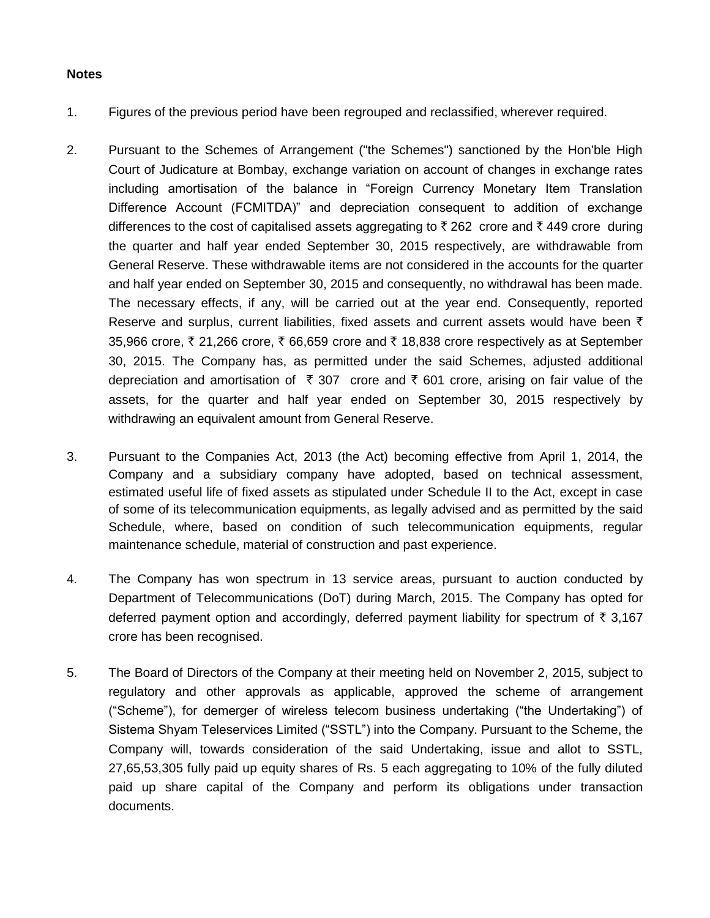**Notes**

1. Figures of the previous period have been regrouped and reclassified, wherever required.

2. Pursuant to the Schemes of Arrangement ("the Schemes") sanctioned by the Hon'ble High Court of Judicature at Bombay, exchange variation on account of changes in exchange rates including amortisation of the balance in "Foreign Currency Monetary Item Translation Difference Account (FCMITDA)" and depreciation consequent to addition of exchange differences to the cost of capitalised assets aggregating to ₹ 262 crore and ₹ 449 crore during the quarter and half year ended September 30, 2015 respectively, are withdrawable from General Reserve. These withdrawable items are not considered in the accounts for the quarter and half year ended on September 30, 2015 and consequently, no withdrawal has been made. The necessary effects, if any, will be carried out at the year end. Consequently, reported Reserve and surplus, current liabilities, fixed assets and current assets would have been ₹ 35,966 crore, ₹ 21,266 crore, ₹ 66,659 crore and ₹ 18,838 crore respectively as at September 30, 2015. The Company has, as permitted under the said Schemes, adjusted additional depreciation and amortisation of ₹ 307 crore and ₹ 601 crore, arising on fair value of the assets, for the quarter and half year ended on September 30, 2015 respectively by withdrawing an equivalent amount from General Reserve.

3. Pursuant to the Companies Act, 2013 (the Act) becoming effective from April 1, 2014, the Company and a subsidiary company have adopted, based on technical assessment, estimated useful life of fixed assets as stipulated under Schedule II to the Act, except in case of some of its telecommunication equipments, as legally advised and as permitted by the said Schedule, where, based on condition of such telecommunication equipments, regular maintenance schedule, material of construction and past experience.

4. The Company has won spectrum in 13 service areas, pursuant to auction conducted by Department of Telecommunications (DoT) during March, 2015. The Company has opted for deferred payment option and accordingly, deferred payment liability for spectrum of ₹ 3,167 crore has been recognised.

5. The Board of Directors of the Company at their meeting held on November 2, 2015, subject to regulatory and other approvals as applicable, approved the scheme of arrangement ("Scheme"), for demerger of wireless telecom business undertaking ("the Undertaking") of Sistema Shyam Teleservices Limited ("SSTL") into the Company. Pursuant to the Scheme, the Company will, towards consideration of the said Undertaking, issue and allot to SSTL, 27,65,53,305 fully paid up equity shares of Rs. 5 each aggregating to 10% of the fully diluted paid up share capital of the Company and perform its obligations under transaction documents.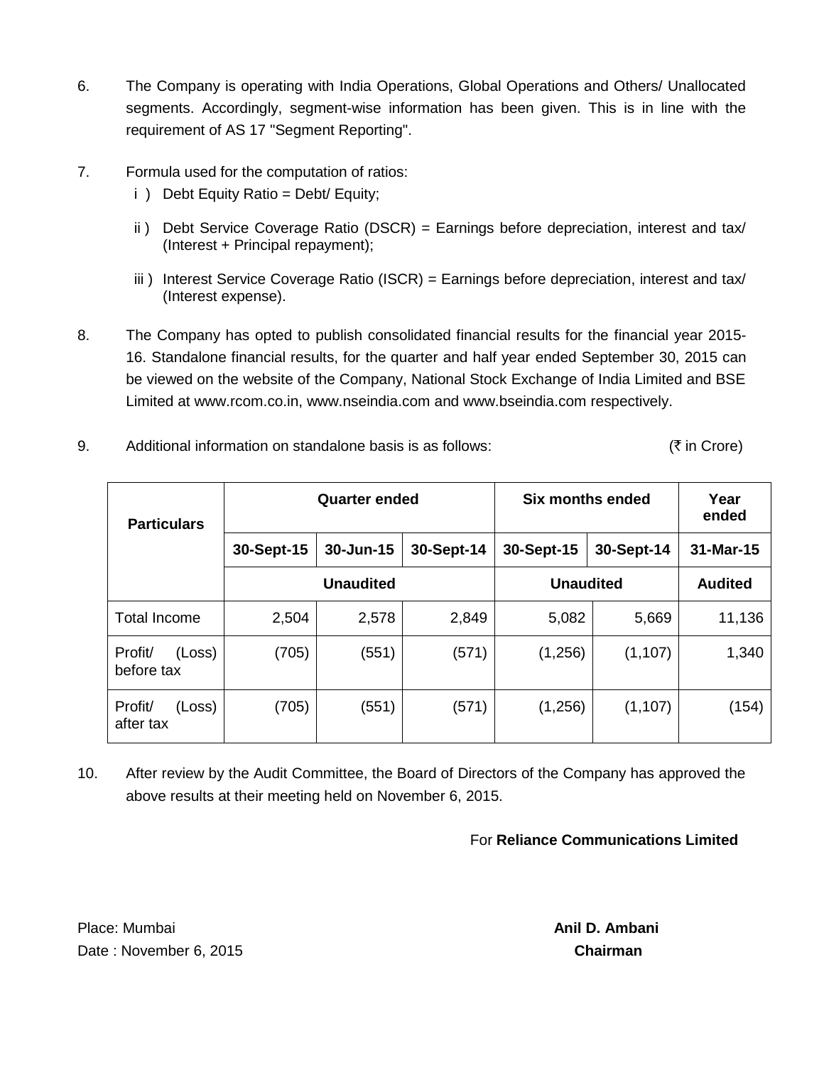6. The Company is operating with India Operations, Global Operations and Others/ Unallocated segments. Accordingly, segment-wise information has been given. This is in line with the requirement of AS 17 "Segment Reporting".

7. Formula used for the computation of ratios:
   i ) Debt Equity Ratio = Debt/ Equity;

   ii ) Debt Service Coverage Ratio (DSCR) = Earnings before depreciation, interest and tax/ (Interest + Principal repayment);

   iii ) Interest Service Coverage Ratio (ISCR) = Earnings before depreciation, interest and tax/ (Interest expense).

8. The Company has opted to publish consolidated financial results for the financial year 2015-16. Standalone financial results, for the quarter and half year ended September 30, 2015 can be viewed on the website of the Company, National Stock Exchange of India Limited and BSE Limited at www.rcom.co.in, www.nseindia.com and www.bseindia.com respectively.

9. Additional information on standalone basis is as follows: (₹ in Crore)

| Particulars | Quarter ended | | | Six months ended | | Year ended |
|---|---|---|---|---|---|---|
| | 30-Sept-15 | 30-Jun-15 | 30-Sept-14 | 30-Sept-15 | 30-Sept-14 | 31-Mar-15 |
| | Unaudited | | | Unaudited | | Audited |
| Total Income | 2,504 | 2,578 | 2,849 | 5,082 | 5,669 | 11,136 |
| Profit/ (Loss) before tax | (705) | (551) | (571) | (1,256) | (1,107) | 1,340 |
| Profit/ (Loss) after tax | (705) | (551) | (571) | (1,256) | (1,107) | (154) |

10. After review by the Audit Committee, the Board of Directors of the Company has approved the above results at their meeting held on November 6, 2015.

For **Reliance Communications Limited**

Place: Mumbai
Date : November 6, 2015

**Anil D. Ambani**
**Chairman**